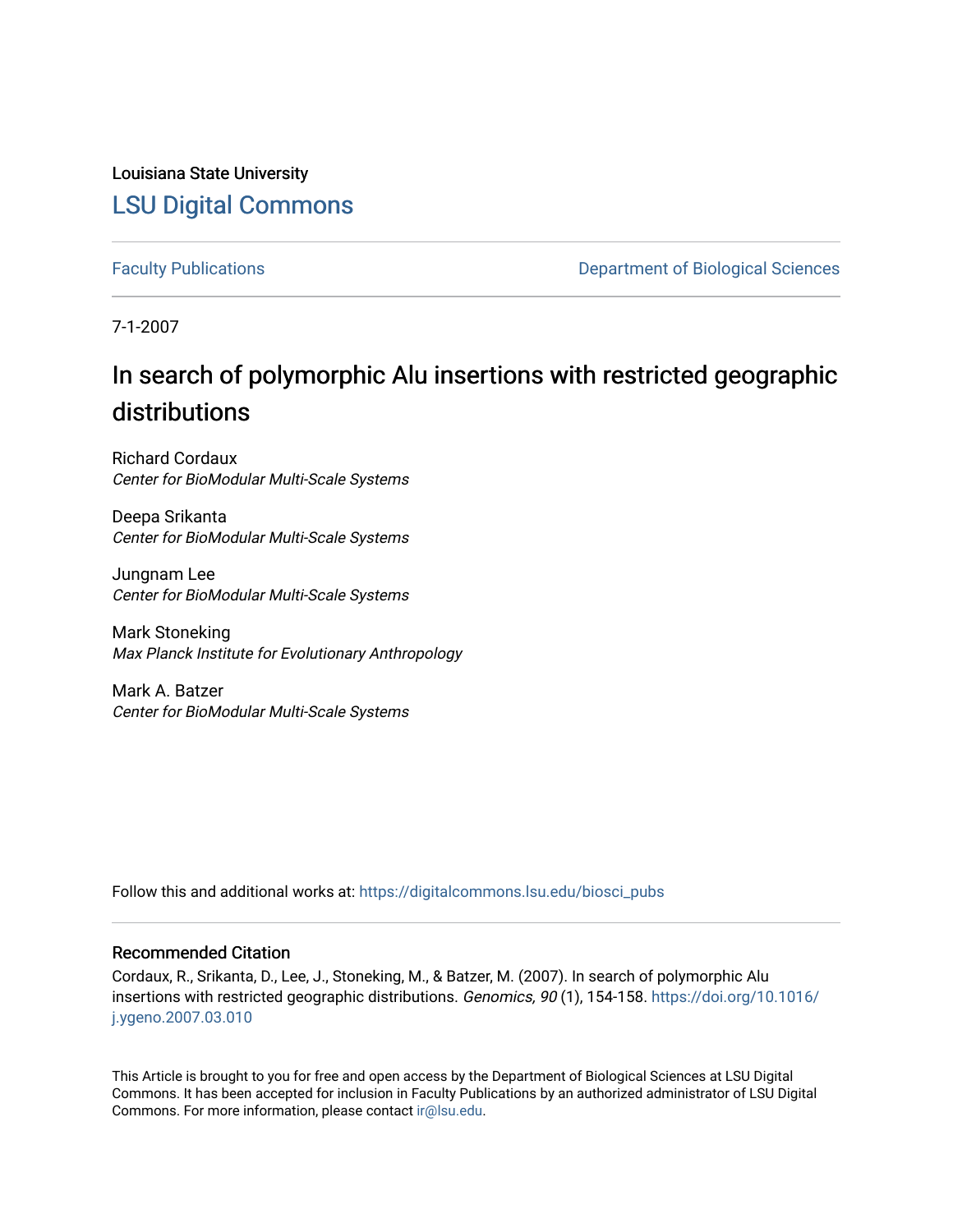Louisiana State University

## LSU Digital Commons

Faculty Publications

Department of Biological Sciences

7-1-2007

# In search of polymorphic Alu insertions with restricted geographic distributions

Richard Cordaux
*Center for BioModular Multi-Scale Systems*

Deepa Srikanta
*Center for BioModular Multi-Scale Systems*

Jungnam Lee
*Center for BioModular Multi-Scale Systems*

Mark Stoneking
*Max Planck Institute for Evolutionary Anthropology*

Mark A. Batzer
*Center for BioModular Multi-Scale Systems*

Follow this and additional works at: https://digitalcommons.lsu.edu/biosci_pubs

### Recommended Citation

Cordaux, R., Srikanta, D., Lee, J., Stoneking, M., & Batzer, M. (2007). In search of polymorphic Alu insertions with restricted geographic distributions. *Genomics, 90* (1), 154-158. https://doi.org/10.1016/j.ygeno.2007.03.010

This Article is brought to you for free and open access by the Department of Biological Sciences at LSU Digital Commons. It has been accepted for inclusion in Faculty Publications by an authorized administrator of LSU Digital Commons. For more information, please contact ir@lsu.edu.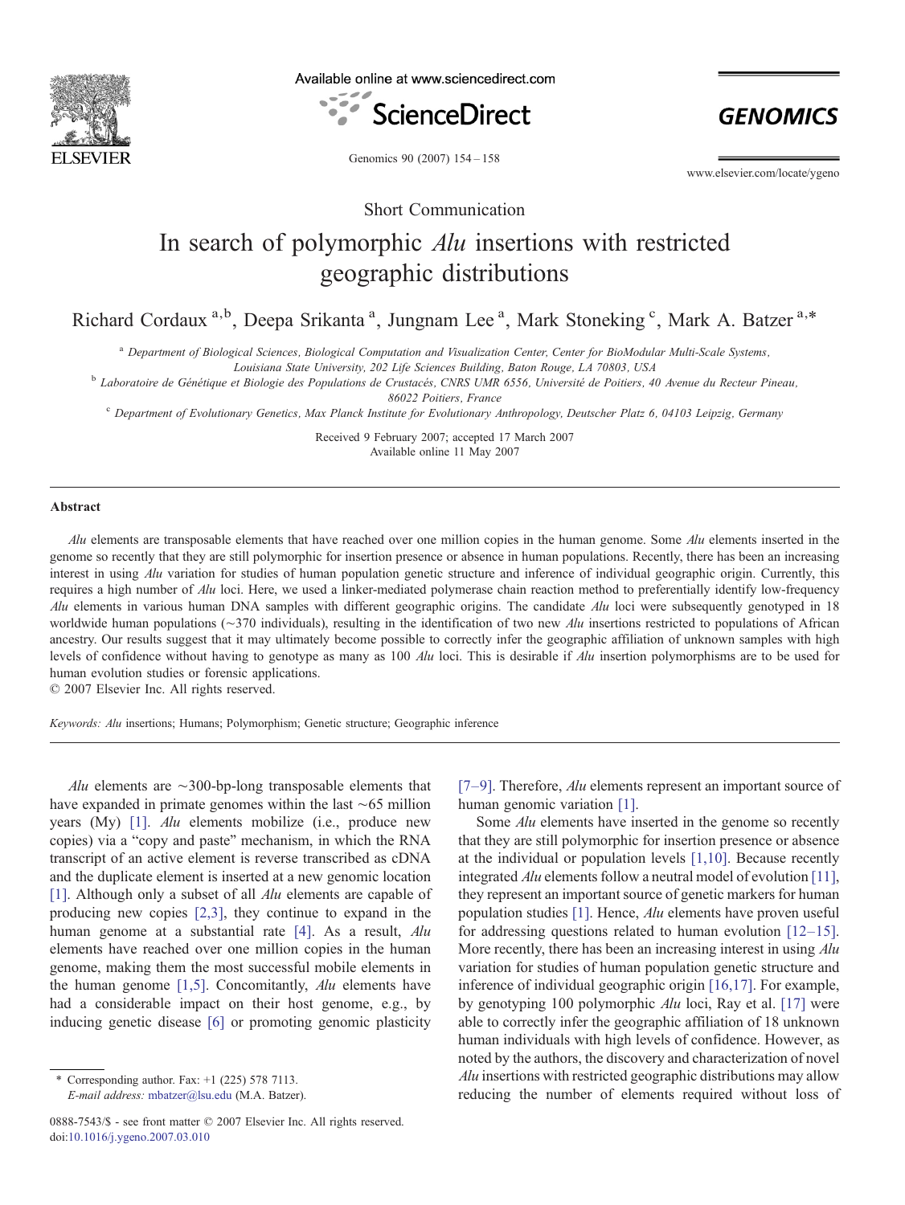Short Communication

# In search of polymorphic *Alu* insertions with restricted geographic distributions

Richard Cordaux [a,b], Deepa Srikanta [a], Jungnam Lee [a], Mark Stoneking [c], Mark A. Batzer [a,*]

[a] Department of Biological Sciences, Biological Computation and Visualization Center, Center for BioModular Multi-Scale Systems, Louisiana State University, 202 Life Sciences Building, Baton Rouge, LA 70803, USA

[b] Laboratoire de Génétique et Biologie des Populations de Crustacés, CNRS UMR 6556, Université de Poitiers, 40 Avenue du Recteur Pineau, 86022 Poitiers, France

[c] Department of Evolutionary Genetics, Max Planck Institute for Evolutionary Anthropology, Deutscher Platz 6, 04103 Leipzig, Germany

Received 9 February 2007; accepted 17 March 2007
Available online 11 May 2007

## Abstract

*Alu* elements are transposable elements that have reached over one million copies in the human genome. Some *Alu* elements inserted in the genome so recently that they are still polymorphic for insertion presence or absence in human populations. Recently, there has been an increasing interest in using *Alu* variation for studies of human population genetic structure and inference of individual geographic origin. Currently, this requires a high number of *Alu* loci. Here, we used a linker-mediated polymerase chain reaction method to preferentially identify low-frequency *Alu* elements in various human DNA samples with different geographic origins. The candidate *Alu* loci were subsequently genotyped in 18 worldwide human populations (~370 individuals), resulting in the identification of two new *Alu* insertions restricted to populations of African ancestry. Our results suggest that it may ultimately become possible to correctly infer the geographic affiliation of unknown samples with high levels of confidence without having to genotype as many as 100 *Alu* loci. This is desirable if *Alu* insertion polymorphisms are to be used for human evolution studies or forensic applications.

© 2007 Elsevier Inc. All rights reserved.

*Keywords:* *Alu* insertions; Humans; Polymorphism; Genetic structure; Geographic inference

*Alu* elements are ~300-bp-long transposable elements that have expanded in primate genomes within the last ~65 million years (My) [1]. *Alu* elements mobilize (i.e., produce new copies) via a "copy and paste" mechanism, in which the RNA transcript of an active element is reverse transcribed as cDNA and the duplicate element is inserted at a new genomic location [1]. Although only a subset of all *Alu* elements are capable of producing new copies [2,3], they continue to expand in the human genome at a substantial rate [4]. As a result, *Alu* elements have reached over one million copies in the human genome, making them the most successful mobile elements in the human genome [1,5]. Concomitantly, *Alu* elements have had a considerable impact on their host genome, e.g., by inducing genetic disease [6] or promoting genomic plasticity [7–9]. Therefore, *Alu* elements represent an important source of human genomic variation [1].

Some *Alu* elements have inserted in the genome so recently that they are still polymorphic for insertion presence or absence at the individual or population levels [1,10]. Because recently integrated *Alu* elements follow a neutral model of evolution [11], they represent an important source of genetic markers for human population studies [1]. Hence, *Alu* elements have proven useful for addressing questions related to human evolution [12–15]. More recently, there has been an increasing interest in using *Alu* variation for studies of human population genetic structure and inference of individual geographic origin [16,17]. For example, by genotyping 100 polymorphic *Alu* loci, Ray et al. [17] were able to correctly infer the geographic affiliation of 18 unknown human individuals with high levels of confidence. However, as noted by the authors, the discovery and characterization of novel *Alu* insertions with restricted geographic distributions may allow reducing the number of elements required without loss of

\* Corresponding author. Fax: +1 (225) 578 7113.
*E-mail address:* mbatzer@lsu.edu (M.A. Batzer).

0888-7543/$ - see front matter © 2007 Elsevier Inc. All rights reserved.
doi:10.1016/j.ygeno.2007.03.010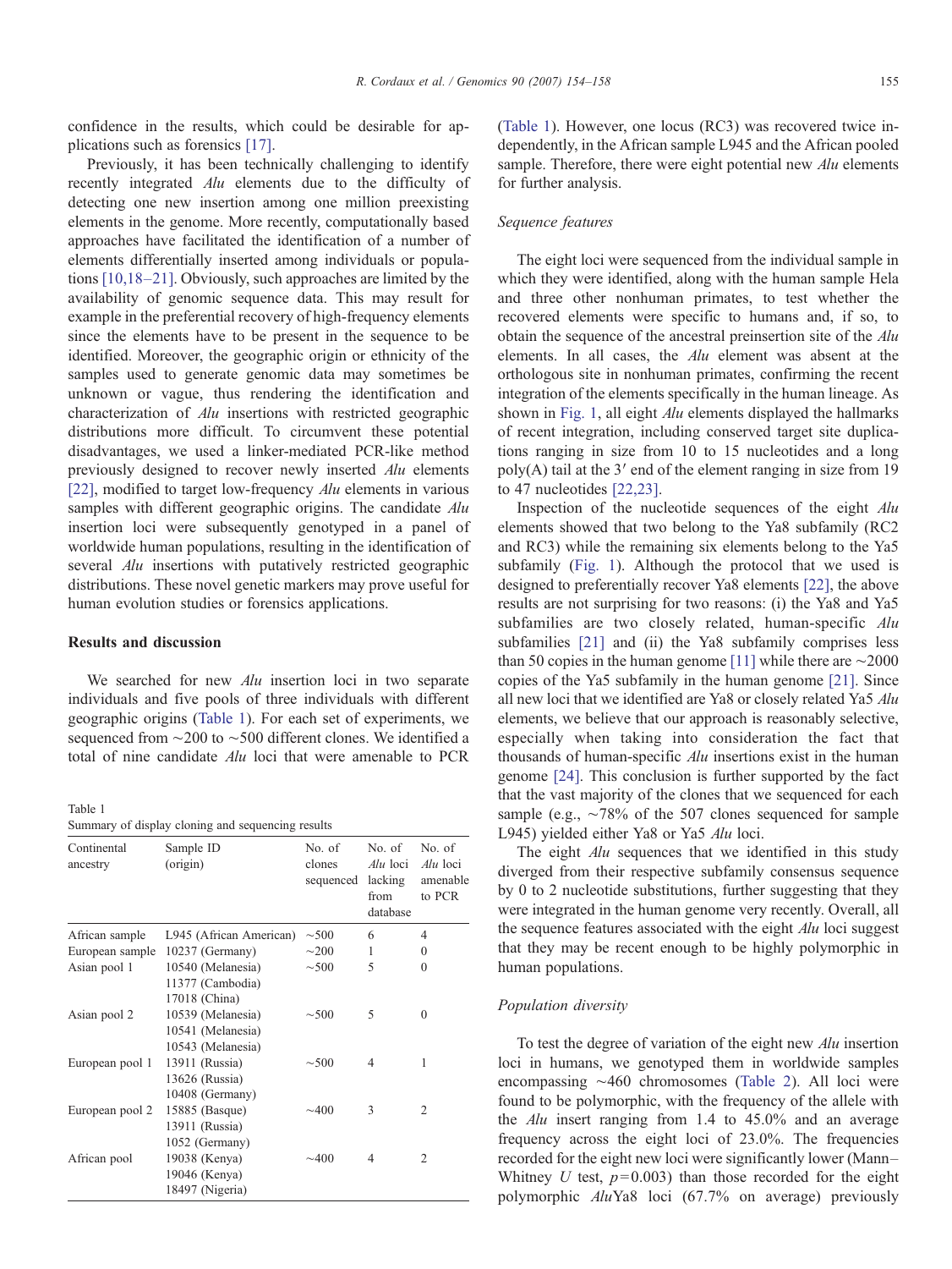confidence in the results, which could be desirable for applications such as forensics [17].

Previously, it has been technically challenging to identify recently integrated *Alu* elements due to the difficulty of detecting one new insertion among one million preexisting elements in the genome. More recently, computationally based approaches have facilitated the identification of a number of elements differentially inserted among individuals or populations [10,18–21]. Obviously, such approaches are limited by the availability of genomic sequence data. This may result for example in the preferential recovery of high-frequency elements since the elements have to be present in the sequence to be identified. Moreover, the geographic origin or ethnicity of the samples used to generate genomic data may sometimes be unknown or vague, thus rendering the identification and characterization of *Alu* insertions with restricted geographic distributions more difficult. To circumvent these potential disadvantages, we used a linker-mediated PCR-like method previously designed to recover newly inserted *Alu* elements [22], modified to target low-frequency *Alu* elements in various samples with different geographic origins. The candidate *Alu* insertion loci were subsequently genotyped in a panel of worldwide human populations, resulting in the identification of several *Alu* insertions with putatively restricted geographic distributions. These novel genetic markers may prove useful for human evolution studies or forensics applications.

## Results and discussion

We searched for new *Alu* insertion loci in two separate individuals and five pools of three individuals with different geographic origins (Table 1). For each set of experiments, we sequenced from ~200 to ~500 different clones. We identified a total of nine candidate *Alu* loci that were amenable to PCR (Table 1). However, one locus (RC3) was recovered twice independently, in the African sample L945 and the African pooled sample. Therefore, there were eight potential new *Alu* elements for further analysis.

Table 1
Summary of display cloning and sequencing results

| Continental ancestry | Sample ID (origin) | No. of clones sequenced | No. of *Alu* loci lacking from database | No. of *Alu* loci amenable to PCR |
|---|---|---|---|---|
| African sample | L945 (African American) | ~500 | 6 | 4 |
| European sample | 10237 (Germany) | ~200 | 1 | 0 |
| Asian pool 1 | 10540 (Melanesia)<br>11377 (Cambodia)<br>17018 (China) | ~500 | 5 | 0 |
| Asian pool 2 | 10539 (Melanesia)<br>10541 (Melanesia)<br>10543 (Melanesia) | ~500 | 5 | 0 |
| European pool 1 | 13911 (Russia)<br>13626 (Russia)<br>10408 (Germany) | ~500 | 4 | 1 |
| European pool 2 | 15885 (Basque)<br>13911 (Russia)<br>1052 (Germany) | ~400 | 3 | 2 |
| African pool | 19038 (Kenya)<br>19046 (Kenya)<br>18497 (Nigeria) | ~400 | 4 | 2 |

### Sequence features

The eight loci were sequenced from the individual sample in which they were identified, along with the human sample Hela and three other nonhuman primates, to test whether the recovered elements were specific to humans and, if so, to obtain the sequence of the ancestral preinsertion site of the *Alu* elements. In all cases, the *Alu* element was absent at the orthologous site in nonhuman primates, confirming the recent integration of the elements specifically in the human lineage. As shown in Fig. 1, all eight *Alu* elements displayed the hallmarks of recent integration, including conserved target site duplications ranging in size from 10 to 15 nucleotides and a long poly(A) tail at the 3′ end of the element ranging in size from 19 to 47 nucleotides [22,23].

Inspection of the nucleotide sequences of the eight *Alu* elements showed that two belong to the Ya8 subfamily (RC2 and RC3) while the remaining six elements belong to the Ya5 subfamily (Fig. 1). Although the protocol that we used is designed to preferentially recover Ya8 elements [22], the above results are not surprising for two reasons: (i) the Ya8 and Ya5 subfamilies are two closely related, human-specific *Alu* subfamilies [21] and (ii) the Ya8 subfamily comprises less than 50 copies in the human genome [11] while there are ~2000 copies of the Ya5 subfamily in the human genome [21]. Since all new loci that we identified are Ya8 or closely related Ya5 *Alu* elements, we believe that our approach is reasonably selective, especially when taking into consideration the fact that thousands of human-specific *Alu* insertions exist in the human genome [24]. This conclusion is further supported by the fact that the vast majority of the clones that we sequenced for each sample (e.g., ~78% of the 507 clones sequenced for sample L945) yielded either Ya8 or Ya5 *Alu* loci.

The eight *Alu* sequences that we identified in this study diverged from their respective subfamily consensus sequence by 0 to 2 nucleotide substitutions, further suggesting that they were integrated in the human genome very recently. Overall, all the sequence features associated with the eight *Alu* loci suggest that they may be recent enough to be highly polymorphic in human populations.

### Population diversity

To test the degree of variation of the eight new *Alu* insertion loci in humans, we genotyped them in worldwide samples encompassing ~460 chromosomes (Table 2). All loci were found to be polymorphic, with the frequency of the allele with the *Alu* insert ranging from 1.4 to 45.0% and an average frequency across the eight loci of 23.0%. The frequencies recorded for the eight new loci were significantly lower (Mann–Whitney $U$ test, $p = 0.003$) than those recorded for the eight polymorphic *Alu*Ya8 loci (67.7% on average) previously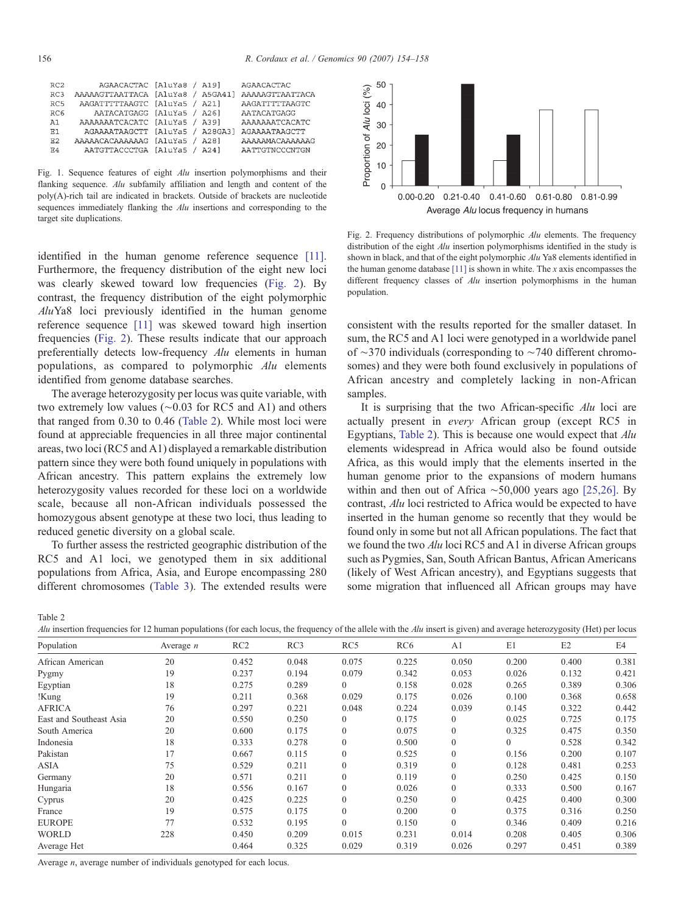```
RC2        AGAACACTAC [AluYa8 / A19]    AGAACACTAC
RC3   AAAAAGTTAATTACA [AluYa8 / A5GA41] AAAAAGTTAATTACA
RC5     AAGATTTTTAAGTC [AluYa5 / A21]    AAGATTTTTAAGTC
RC6        AATACATGAGG [AluYa5 / A26]    AATACATGAGG
A1      AAAAAAATCACATC [AluYa5 / A39]    AAAAAAATCACATC
E1       AGAAAATAAGCTT [AluYa5 / A28GA3] AGAAAATAAGCTT
E2    AAAAACACAAAAAAG [AluYa5 / A28]    AAAAAMACAAAAAAG
E4       AATGTTACCCTGA [AluYa5 / A24]    AATTGTNCCCNTGN
```

Fig. 1. Sequence features of eight *Alu* insertion polymorphisms and their flanking sequence. *Alu* subfamily affiliation and length and content of the poly(A)-rich tail are indicated in brackets. Outside of brackets are nucleotide sequences immediately flanking the *Alu* insertions and corresponding to the target site duplications.

Fig. 2. Frequency distributions of polymorphic *Alu* elements. The frequency distribution of the eight *Alu* insertion polymorphisms identified in the study is shown in black, and that of the eight polymorphic *Alu* Ya8 elements identified in the human genome database [11] is shown in white. The *x* axis encompasses the different frequency classes of *Alu* insertion polymorphisms in the human population.

identified in the human genome reference sequence [11]. Furthermore, the frequency distribution of the eight new loci was clearly skewed toward low frequencies (Fig. 2). By contrast, the frequency distribution of the eight polymorphic *Alu*Ya8 loci previously identified in the human genome reference sequence [11] was skewed toward high insertion frequencies (Fig. 2). These results indicate that our approach preferentially detects low-frequency *Alu* elements in human populations, as compared to polymorphic *Alu* elements identified from genome database searches.

The average heterozygosity per locus was quite variable, with two extremely low values (~0.03 for RC5 and A1) and others that ranged from 0.30 to 0.46 (Table 2). While most loci were found at appreciable frequencies in all three major continental areas, two loci (RC5 and A1) displayed a remarkable distribution pattern since they were both found uniquely in populations with African ancestry. This pattern explains the extremely low heterozygosity values recorded for these loci on a worldwide scale, because all non-African individuals possessed the homozygous absent genotype at these two loci, thus leading to reduced genetic diversity on a global scale.

To further assess the restricted geographic distribution of the RC5 and A1 loci, we genotyped them in six additional populations from Africa, Asia, and Europe encompassing 280 different chromosomes (Table 3). The extended results were consistent with the results reported for the smaller dataset. In sum, the RC5 and A1 loci were genotyped in a worldwide panel of ~370 individuals (corresponding to ~740 different chromosomes) and they were both found exclusively in populations of African ancestry and completely lacking in non-African samples.

It is surprising that the two African-specific *Alu* loci are actually present in *every* African group (except RC5 in Egyptians, Table 2). This is because one would expect that *Alu* elements widespread in Africa would also be found outside Africa, as this would imply that the elements inserted in the human genome prior to the expansions of modern humans within and then out of Africa ~50,000 years ago [25,26]. By contrast, *Alu* loci restricted to Africa would be expected to have inserted in the human genome so recently that they would be found only in some but not all African populations. The fact that we found the two *Alu* loci RC5 and A1 in diverse African groups such as Pygmies, San, South African Bantus, African Americans (likely of West African ancestry), and Egyptians suggests that some migration that influenced all African groups may have

Table 2
*Alu* insertion frequencies for 12 human populations (for each locus, the frequency of the allele with the *Alu* insert is given) and average heterozygosity (Het) per locus

| Population | Average *n* | RC2 | RC3 | RC5 | RC6 | A1 | E1 | E2 | E4 |
|---|---|---|---|---|---|---|---|---|---|
| African American | 20 | 0.452 | 0.048 | 0.075 | 0.225 | 0.050 | 0.200 | 0.400 | 0.381 |
| Pygmy | 19 | 0.237 | 0.194 | 0.079 | 0.342 | 0.053 | 0.026 | 0.132 | 0.421 |
| Egyptian | 18 | 0.275 | 0.289 | 0 | 0.158 | 0.028 | 0.265 | 0.389 | 0.306 |
| !Kung | 19 | 0.211 | 0.368 | 0.029 | 0.175 | 0.026 | 0.100 | 0.368 | 0.658 |
| AFRICA | 76 | 0.297 | 0.221 | 0.048 | 0.224 | 0.039 | 0.145 | 0.322 | 0.442 |
| East and Southeast Asia | 20 | 0.550 | 0.250 | 0 | 0.175 | 0 | 0.025 | 0.725 | 0.175 |
| South America | 20 | 0.600 | 0.175 | 0 | 0.075 | 0 | 0.325 | 0.475 | 0.350 |
| Indonesia | 18 | 0.333 | 0.278 | 0 | 0.500 | 0 | 0 | 0.528 | 0.342 |
| Pakistan | 17 | 0.667 | 0.115 | 0 | 0.525 | 0 | 0.156 | 0.200 | 0.107 |
| ASIA | 75 | 0.529 | 0.211 | 0 | 0.319 | 0 | 0.128 | 0.481 | 0.253 |
| Germany | 20 | 0.571 | 0.211 | 0 | 0.119 | 0 | 0.250 | 0.425 | 0.150 |
| Hungaria | 18 | 0.556 | 0.167 | 0 | 0.026 | 0 | 0.333 | 0.500 | 0.167 |
| Cyprus | 20 | 0.425 | 0.225 | 0 | 0.250 | 0 | 0.425 | 0.400 | 0.300 |
| France | 19 | 0.575 | 0.175 | 0 | 0.200 | 0 | 0.375 | 0.316 | 0.250 |
| EUROPE | 77 | 0.532 | 0.195 | 0 | 0.150 | 0 | 0.346 | 0.409 | 0.216 |
| WORLD | 228 | 0.450 | 0.209 | 0.015 | 0.231 | 0.014 | 0.208 | 0.405 | 0.306 |
| Average Het | | 0.464 | 0.325 | 0.029 | 0.319 | 0.026 | 0.297 | 0.451 | 0.389 |

Average *n*, average number of individuals genotyped for each locus.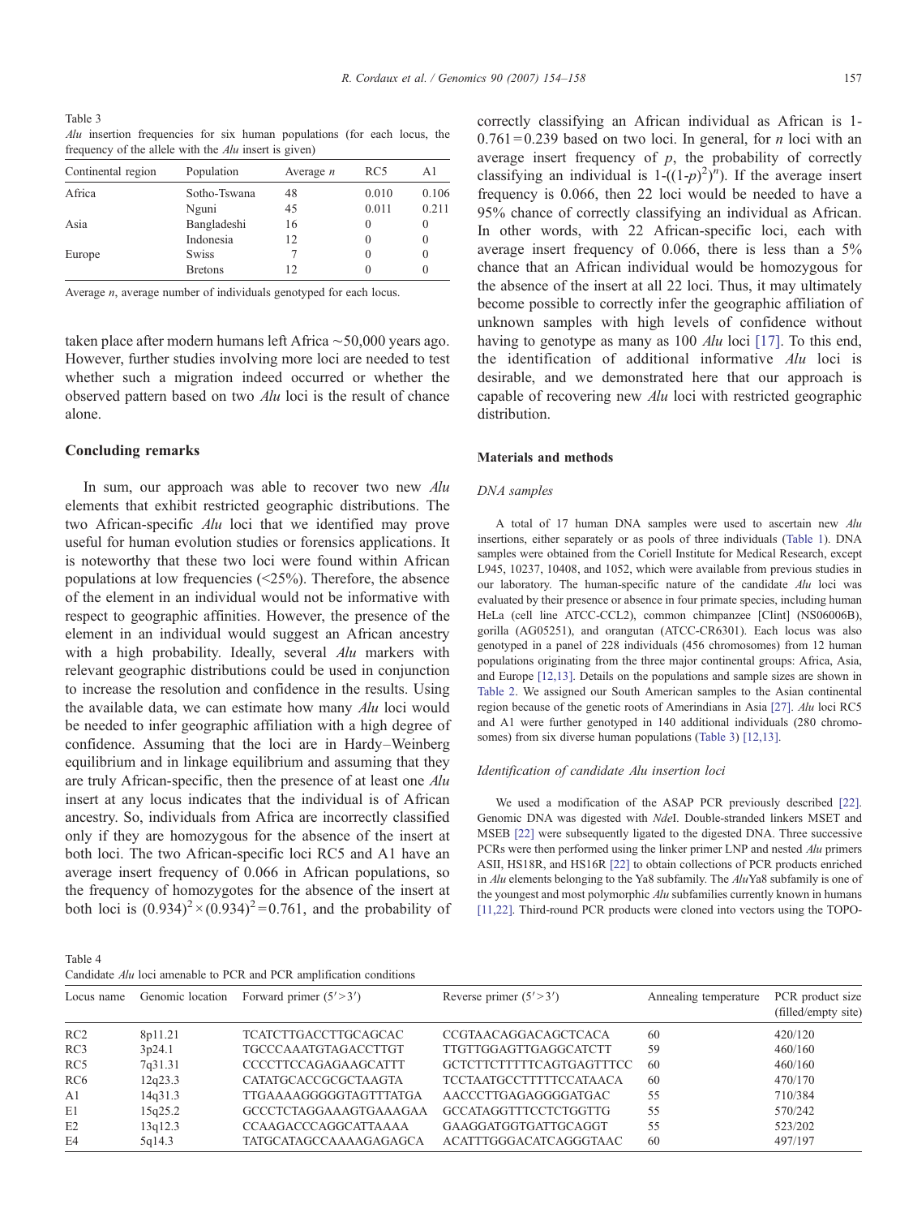Table 3

*Alu* insertion frequencies for six human populations (for each locus, the frequency of the allele with the *Alu* insert is given)

| Continental region | Population | Average *n* | RC5 | A1 |
|---|---|---|---|---|
| Africa | Sotho-Tswana | 48 | 0.010 | 0.106 |
| | Nguni | 45 | 0.011 | 0.211 |
| Asia | Bangladeshi | 16 | 0 | 0 |
| | Indonesia | 12 | 0 | 0 |
| Europe | Swiss | 7 | 0 | 0 |
| | Bretons | 12 | 0 | 0 |

Average *n*, average number of individuals genotyped for each locus.

taken place after modern humans left Africa ~50,000 years ago. However, further studies involving more loci are needed to test whether such a migration indeed occurred or whether the observed pattern based on two *Alu* loci is the result of chance alone.

## Concluding remarks

In sum, our approach was able to recover two new *Alu* elements that exhibit restricted geographic distributions. The two African-specific *Alu* loci that we identified may prove useful for human evolution studies or forensics applications. It is noteworthy that these two loci were found within African populations at low frequencies (<25%). Therefore, the absence of the element in an individual would not be informative with respect to geographic affinities. However, the presence of the element in an individual would suggest an African ancestry with a high probability. Ideally, several *Alu* markers with relevant geographic distributions could be used in conjunction to increase the resolution and confidence in the results. Using the available data, we can estimate how many *Alu* loci would be needed to infer geographic affiliation with a high degree of confidence. Assuming that the loci are in Hardy–Weinberg equilibrium and in linkage equilibrium and assuming that they are truly African-specific, then the presence of at least one *Alu* insert at any locus indicates that the individual is of African ancestry. So, individuals from Africa are incorrectly classified only if they are homozygous for the absence of the insert at both loci. The two African-specific loci RC5 and A1 have an average insert frequency of 0.066 in African populations, so the frequency of homozygotes for the absence of the insert at both loci is $(0.934)^2 \times (0.934)^2 = 0.761$, and the probability of correctly classifying an African individual as African is $1-0.761 = 0.239$ based on two loci. In general, for *n* loci with an average insert frequency of *p*, the probability of correctly classifying an individual is $1-((1-p)^2)^n$). If the average insert frequency is 0.066, then 22 loci would be needed to have a 95% chance of correctly classifying an individual as African. In other words, with 22 African-specific loci, each with average insert frequency of 0.066, there is less than a 5% chance that an African individual would be homozygous for the absence of the insert at all 22 loci. Thus, it may ultimately become possible to correctly infer the geographic affiliation of unknown samples with high levels of confidence without having to genotype as many as 100 *Alu* loci [17]. To this end, the identification of additional informative *Alu* loci is desirable, and we demonstrated here that our approach is capable of recovering new *Alu* loci with restricted geographic distribution.

## Materials and methods

### *DNA samples*

A total of 17 human DNA samples were used to ascertain new *Alu* insertions, either separately or as pools of three individuals (Table 1). DNA samples were obtained from the Coriell Institute for Medical Research, except L945, 10237, 10408, and 1052, which were available from previous studies in our laboratory. The human-specific nature of the candidate *Alu* loci was evaluated by their presence or absence in four primate species, including human HeLa (cell line ATCC-CCL2), common chimpanzee [Clint] (NS06006B), gorilla (AG05251), and orangutan (ATCC-CR6301). Each locus was also genotyped in a panel of 228 individuals (456 chromosomes) from 12 human populations originating from the three major continental groups: Africa, Asia, and Europe [12,13]. Details on the populations and sample sizes are shown in Table 2. We assigned our South American samples to the Asian continental region because of the genetic roots of Amerindians in Asia [27]. *Alu* loci RC5 and A1 were further genotyped in 140 additional individuals (280 chromosomes) from six diverse human populations (Table 3) [12,13].

### *Identification of candidate Alu insertion loci*

We used a modification of the ASAP PCR previously described [22]. Genomic DNA was digested with *Nde*I. Double-stranded linkers MSET and MSEB [22] were subsequently ligated to the digested DNA. Three successive PCRs were then performed using the linker primer LNP and nested *Alu* primers ASII, HS18R, and HS16R [22] to obtain collections of PCR products enriched in *Alu* elements belonging to the Ya8 subfamily. The *Alu*Ya8 subfamily is one of the youngest and most polymorphic *Alu* subfamilies currently known in humans [11,22]. Third-round PCR products were cloned into vectors using the TOPO-

Table 4

Candidate *Alu* loci amenable to PCR and PCR amplification conditions

| Locus name | Genomic location | Forward primer (5′>3′) | Reverse primer (5′>3′) | Annealing temperature | PCR product size (filled/empty site) |
|---|---|---|---|---|---|
| RC2 | 8p11.21 | TCATCTTGACCTTGCAGCAC | CCGTAACAGGACAGCTCACA | 60 | 420/120 |
| RC3 | 3p24.1 | TGCCCAAATGTAGACCTTGT | TTGTTGGAGTTGAGGCATCTT | 59 | 460/160 |
| RC5 | 7q31.31 | CCCCTTCCAGAGAAGCATTT | GCTCTTCTTTTTCAGTGAGTTTCC | 60 | 460/160 |
| RC6 | 12q23.3 | CATATGCACCGCGCTAAGTA | TCCTAATGCCTTTTTCCATAACA | 60 | 470/170 |
| A1 | 14q31.3 | TTGAAAAGGGGGTAGTTTATGA | AACCCTTGAGAGGGGATGAC | 55 | 710/384 |
| E1 | 15q25.2 | GCCCTCTAGGAAAGTGAAAGAA | GCCATAGGTTTCCTCTGGTTG | 55 | 570/242 |
| E2 | 13q12.3 | CCAAGACCCAGGCATTAAAA | GAAGGATGGTGATTGCAGGT | 55 | 523/202 |
| E4 | 5q14.3 | TATGCATAGCCAAAAGAGAGCA | ACATTTGGGACATCAGGGTAAC | 60 | 497/197 |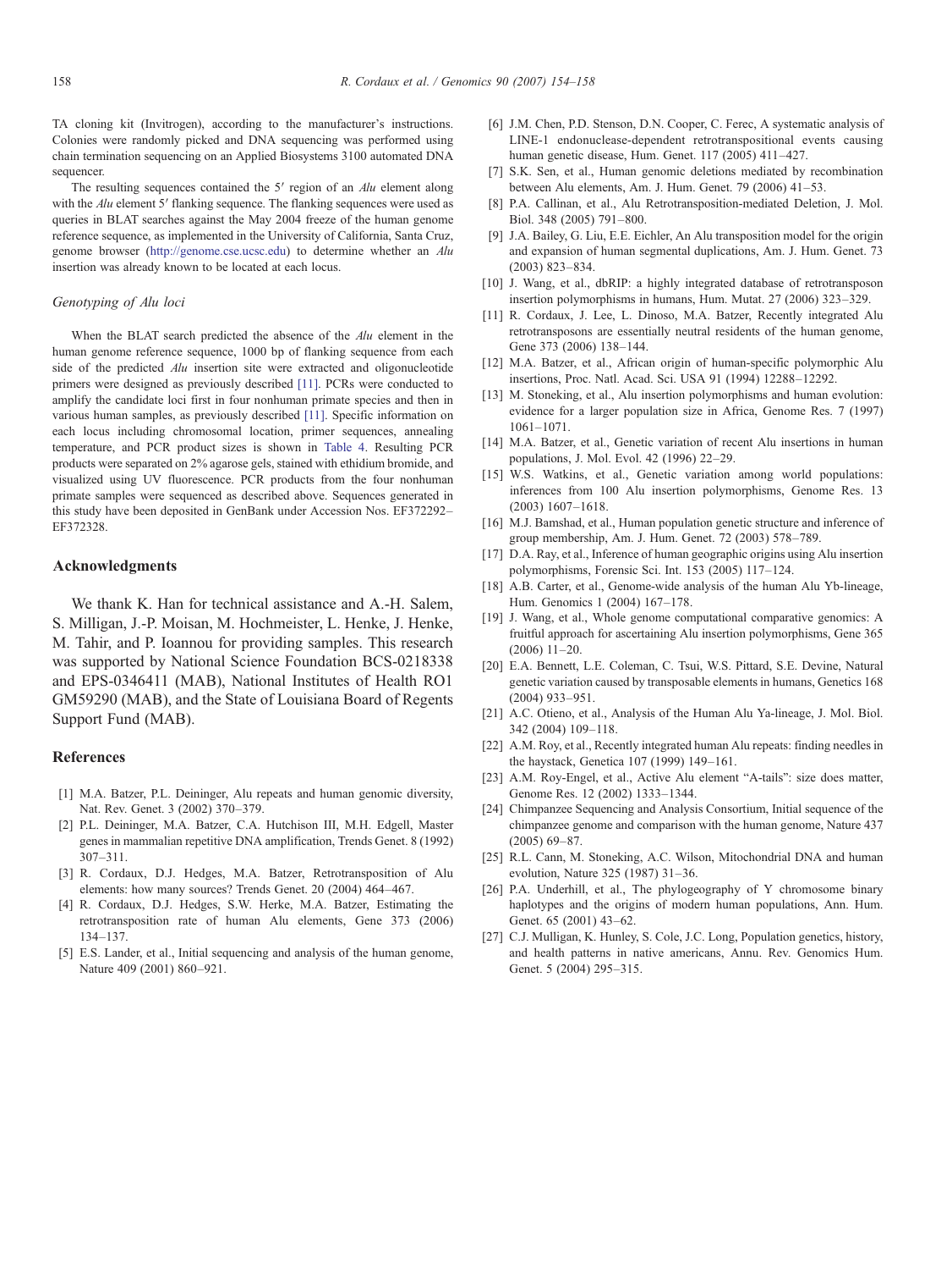TA cloning kit (Invitrogen), according to the manufacturer's instructions. Colonies were randomly picked and DNA sequencing was performed using chain termination sequencing on an Applied Biosystems 3100 automated DNA sequencer.

The resulting sequences contained the 5′ region of an *Alu* element along with the *Alu* element 5′ flanking sequence. The flanking sequences were used as queries in BLAT searches against the May 2004 freeze of the human genome reference sequence, as implemented in the University of California, Santa Cruz, genome browser (http://genome.cse.ucsc.edu) to determine whether an *Alu* insertion was already known to be located at each locus.

### Genotyping of *Alu* loci

When the BLAT search predicted the absence of the *Alu* element in the human genome reference sequence, 1000 bp of flanking sequence from each side of the predicted *Alu* insertion site were extracted and oligonucleotide primers were designed as previously described [11]. PCRs were conducted to amplify the candidate loci first in four nonhuman primate species and then in various human samples, as previously described [11]. Specific information on each locus including chromosomal location, primer sequences, annealing temperature, and PCR product sizes is shown in Table 4. Resulting PCR products were separated on 2% agarose gels, stained with ethidium bromide, and visualized using UV fluorescence. PCR products from the four nonhuman primate samples were sequenced as described above. Sequences generated in this study have been deposited in GenBank under Accession Nos. EF372292–EF372328.

## Acknowledgments

We thank K. Han for technical assistance and A.-H. Salem, S. Milligan, J.-P. Moisan, M. Hochmeister, L. Henke, J. Henke, M. Tahir, and P. Ioannou for providing samples. This research was supported by National Science Foundation BCS-0218338 and EPS-0346411 (MAB), National Institutes of Health RO1 GM59290 (MAB), and the State of Louisiana Board of Regents Support Fund (MAB).

## References

[1] M.A. Batzer, P.L. Deininger, Alu repeats and human genomic diversity, Nat. Rev. Genet. 3 (2002) 370–379.

[2] P.L. Deininger, M.A. Batzer, C.A. Hutchison III, M.H. Edgell, Master genes in mammalian repetitive DNA amplification, Trends Genet. 8 (1992) 307–311.

[3] R. Cordaux, D.J. Hedges, M.A. Batzer, Retrotransposition of Alu elements: how many sources? Trends Genet. 20 (2004) 464–467.

[4] R. Cordaux, D.J. Hedges, S.W. Herke, M.A. Batzer, Estimating the retrotransposition rate of human Alu elements, Gene 373 (2006) 134–137.

[5] E.S. Lander, et al., Initial sequencing and analysis of the human genome, Nature 409 (2001) 860–921.

[6] J.M. Chen, P.D. Stenson, D.N. Cooper, C. Ferec, A systematic analysis of LINE-1 endonuclease-dependent retrotranspositional events causing human genetic disease, Hum. Genet. 117 (2005) 411–427.

[7] S.K. Sen, et al., Human genomic deletions mediated by recombination between Alu elements, Am. J. Hum. Genet. 79 (2006) 41–53.

[8] P.A. Callinan, et al., Alu Retrotransposition-mediated Deletion, J. Mol. Biol. 348 (2005) 791–800.

[9] J.A. Bailey, G. Liu, E.E. Eichler, An Alu transposition model for the origin and expansion of human segmental duplications, Am. J. Hum. Genet. 73 (2003) 823–834.

[10] J. Wang, et al., dbRIP: a highly integrated database of retrotransposon insertion polymorphisms in humans, Hum. Mutat. 27 (2006) 323–329.

[11] R. Cordaux, J. Lee, L. Dinoso, M.A. Batzer, Recently integrated Alu retrotransposons are essentially neutral residents of the human genome, Gene 373 (2006) 138–144.

[12] M.A. Batzer, et al., African origin of human-specific polymorphic Alu insertions, Proc. Natl. Acad. Sci. USA 91 (1994) 12288–12292.

[13] M. Stoneking, et al., Alu insertion polymorphisms and human evolution: evidence for a larger population size in Africa, Genome Res. 7 (1997) 1061–1071.

[14] M.A. Batzer, et al., Genetic variation of recent Alu insertions in human populations, J. Mol. Evol. 42 (1996) 22–29.

[15] W.S. Watkins, et al., Genetic variation among world populations: inferences from 100 Alu insertion polymorphisms, Genome Res. 13 (2003) 1607–1618.

[16] M.J. Bamshad, et al., Human population genetic structure and inference of group membership, Am. J. Hum. Genet. 72 (2003) 578–789.

[17] D.A. Ray, et al., Inference of human geographic origins using Alu insertion polymorphisms, Forensic Sci. Int. 153 (2005) 117–124.

[18] A.B. Carter, et al., Genome-wide analysis of the human Alu Yb-lineage, Hum. Genomics 1 (2004) 167–178.

[19] J. Wang, et al., Whole genome computational comparative genomics: A fruitful approach for ascertaining Alu insertion polymorphisms, Gene 365 (2006) 11–20.

[20] E.A. Bennett, L.E. Coleman, C. Tsui, W.S. Pittard, S.E. Devine, Natural genetic variation caused by transposable elements in humans, Genetics 168 (2004) 933–951.

[21] A.C. Otieno, et al., Analysis of the Human Alu Ya-lineage, J. Mol. Biol. 342 (2004) 109–118.

[22] A.M. Roy, et al., Recently integrated human Alu repeats: finding needles in the haystack, Genetica 107 (1999) 149–161.

[23] A.M. Roy-Engel, et al., Active Alu element "A-tails": size does matter, Genome Res. 12 (2002) 1333–1344.

[24] Chimpanzee Sequencing and Analysis Consortium, Initial sequence of the chimpanzee genome and comparison with the human genome, Nature 437 (2005) 69–87.

[25] R.L. Cann, M. Stoneking, A.C. Wilson, Mitochondrial DNA and human evolution, Nature 325 (1987) 31–36.

[26] P.A. Underhill, et al., The phylogeography of Y chromosome binary haplotypes and the origins of modern human populations, Ann. Hum. Genet. 65 (2001) 43–62.

[27] C.J. Mulligan, K. Hunley, S. Cole, J.C. Long, Population genetics, history, and health patterns in native americans, Annu. Rev. Genomics Hum. Genet. 5 (2004) 295–315.